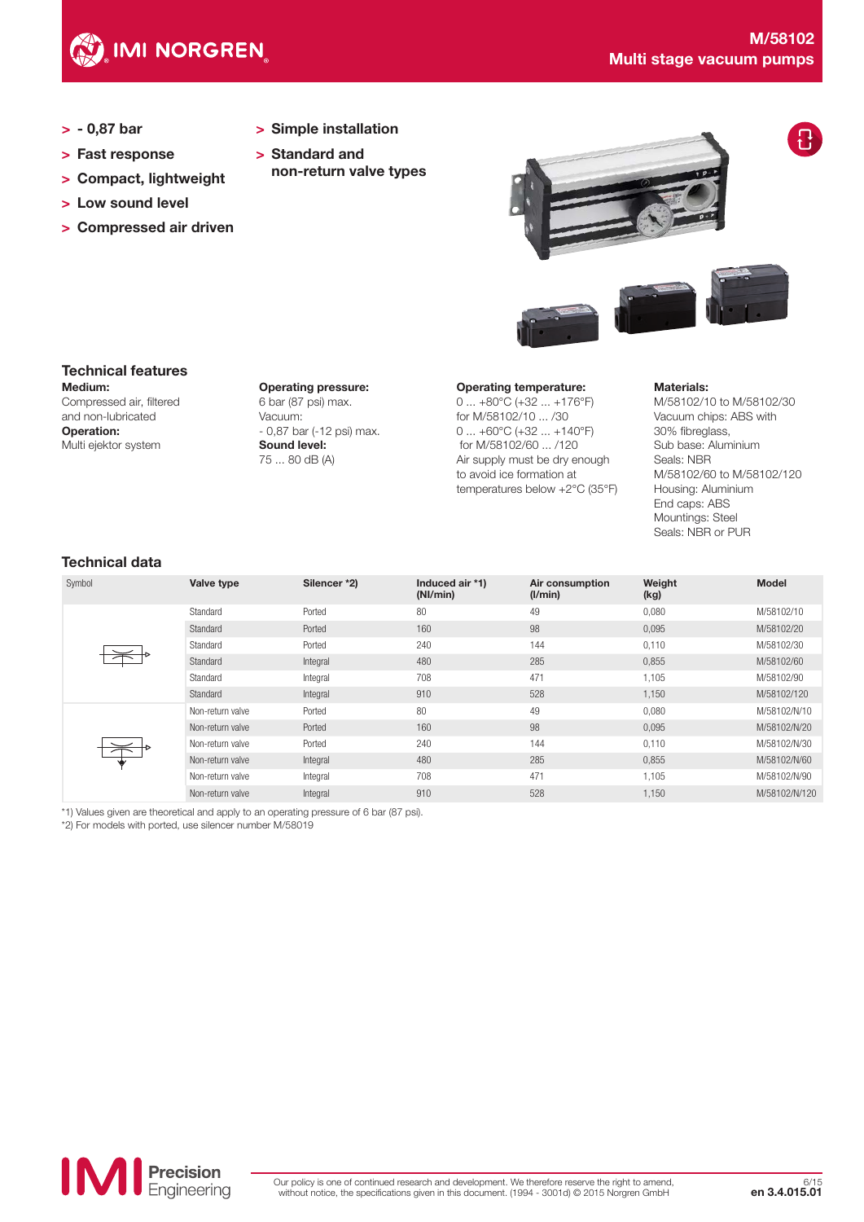# M/58102
## Multi stage vacuum pumps

- \- 0,87 bar
- Fast response
- Compact, lightweight
- Low sound level
- Compressed air driven
- Simple installation
- Standard and non-return valve types

## Technical features

**Medium:**
Compressed air, filtered and non-lubricated

**Operation:**
Multi ejektor system

**Operating pressure:**
6 bar (87 psi) max.
Vacuum:
\- 0,87 bar (-12 psi) max.

**Sound level:**
75 ... 80 dB (A)

**Operating temperature:**
0 ... +80°C (+32 ... +176°F)
for M/58102/10 ... /30
0 ... +60°C (+32 ... +140°F)
for M/58102/60 ... /120
Air supply must be dry enough to avoid ice formation at temperatures below +2°C (35°F)

**Materials:**
M/58102/10 to M/58102/30
Vacuum chips: ABS with 30% fibreglass,
Sub base: Aluminium
Seals: NBR
M/58102/60 to M/58102/120
Housing: Aluminium
End caps: ABS
Mountings: Steel
Seals: NBR or PUR

## Technical data

| Symbol | Valve type | Silencer *2) | Induced air *1) (Nl/min) | Air consumption (l/min) | Weight (kg) | Model |
|---|---|---|---|---|---|---|
| | Standard | Ported | 80 | 49 | 0,080 | M/58102/10 |
| | Standard | Ported | 160 | 98 | 0,095 | M/58102/20 |
| | Standard | Ported | 240 | 144 | 0,110 | M/58102/30 |
| | Standard | Integral | 480 | 285 | 0,855 | M/58102/60 |
| | Standard | Integral | 708 | 471 | 1,105 | M/58102/90 |
| | Standard | Integral | 910 | 528 | 1,150 | M/58102/120 |
| | Non-return valve | Ported | 80 | 49 | 0,080 | M/58102/N/10 |
| | Non-return valve | Ported | 160 | 98 | 0,095 | M/58102/N/20 |
| | Non-return valve | Ported | 240 | 144 | 0,110 | M/58102/N/30 |
| | Non-return valve | Integral | 480 | 285 | 0,855 | M/58102/N/60 |
| | Non-return valve | Integral | 708 | 471 | 1,105 | M/58102/N/90 |
| | Non-return valve | Integral | 910 | 528 | 1,150 | M/58102/N/120 |

*1) Values given are theoretical and apply to an operating pressure of 6 bar (87 psi).
*2) For models with ported, use silencer number M/58019

Our policy is one of continued research and development. We therefore reserve the right to amend, without notice, the specifications given in this document. (1994 - 3001d) © 2015 Norgren GmbH

en 3.4.015.01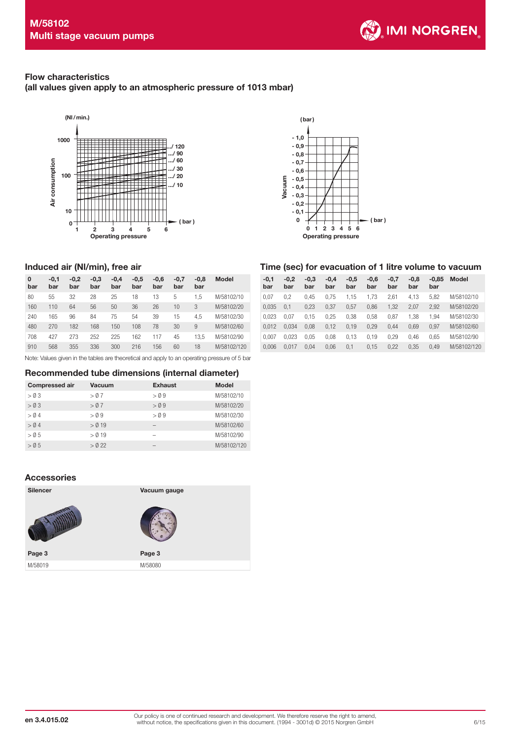## Flow characteristics
**(all values given apply to an atmospheric pressure of 1013 mbar)**

### Induced air (Nl/min), free air

| 0 bar | -0,1 bar | -0,2 bar | -0,3 bar | -0,4 bar | -0,5 bar | -0,6 bar | -0,7 bar | -0,8 bar | Model |
|---|---|---|---|---|---|---|---|---|---|
| 80 | 55 | 32 | 28 | 25 | 18 | 13 | 5 | 1,5 | M/58102/10 |
| 160 | 110 | 64 | 56 | 50 | 36 | 26 | 10 | 3 | M/58102/20 |
| 240 | 165 | 96 | 84 | 75 | 54 | 39 | 15 | 4,5 | M/58102/30 |
| 480 | 270 | 182 | 168 | 150 | 108 | 78 | 30 | 9 | M/58102/60 |
| 708 | 427 | 273 | 252 | 225 | 162 | 117 | 45 | 13,5 | M/58102/90 |
| 910 | 568 | 355 | 336 | 300 | 216 | 156 | 60 | 18 | M/58102/120 |

Note: Values given in the tables are theoretical and apply to an operating pressure of 5 bar

### Time (sec) for evacuation of 1 litre volume to vacuum

| -0,1 bar | -0,2 bar | -0,3 bar | -0,4 bar | -0,5 bar | -0,6 bar | -0,7 bar | -0,8 bar | -0,85 bar | Model |
|---|---|---|---|---|---|---|---|---|---|
| 0,07 | 0,2 | 0,45 | 0,75 | 1,15 | 1,73 | 2,61 | 4,13 | 5,82 | M/58102/10 |
| 0,035 | 0,1 | 0,23 | 0,37 | 0,57 | 0,86 | 1,32 | 2,07 | 2,92 | M/58102/20 |
| 0,023 | 0,07 | 0,15 | 0,25 | 0,38 | 0,58 | 0,87 | 1,38 | 1,94 | M/58102/30 |
| 0,012 | 0,034 | 0,08 | 0,12 | 0,19 | 0,29 | 0,44 | 0,69 | 0,97 | M/58102/60 |
| 0,007 | 0,023 | 0,05 | 0,08 | 0,13 | 0,19 | 0,29 | 0,46 | 0,65 | M/58102/90 |
| 0,006 | 0,017 | 0,04 | 0,06 | 0,1 | 0,15 | 0,22 | 0,35 | 0,49 | M/58102/120 |

### Recommended tube dimensions (internal diameter)

| Compressed air | Vacuum | Exhaust | Model |
|---|---|---|---|
| > Ø 3 | > Ø 7 | > Ø 9 | M/58102/10 |
| > Ø 3 | > Ø 7 | > Ø 9 | M/58102/20 |
| > Ø 4 | > Ø 9 | > Ø 9 | M/58102/30 |
| > Ø 4 | > Ø 19 | – | M/58102/60 |
| > Ø 5 | > Ø 19 | – | M/58102/90 |
| > Ø 5 | > Ø 22 | – | M/58102/120 |

### Accessories

| Silencer | Vacuum gauge |
|---|---|
| Page 3 | Page 3 |
| M/58019 | M/58080 |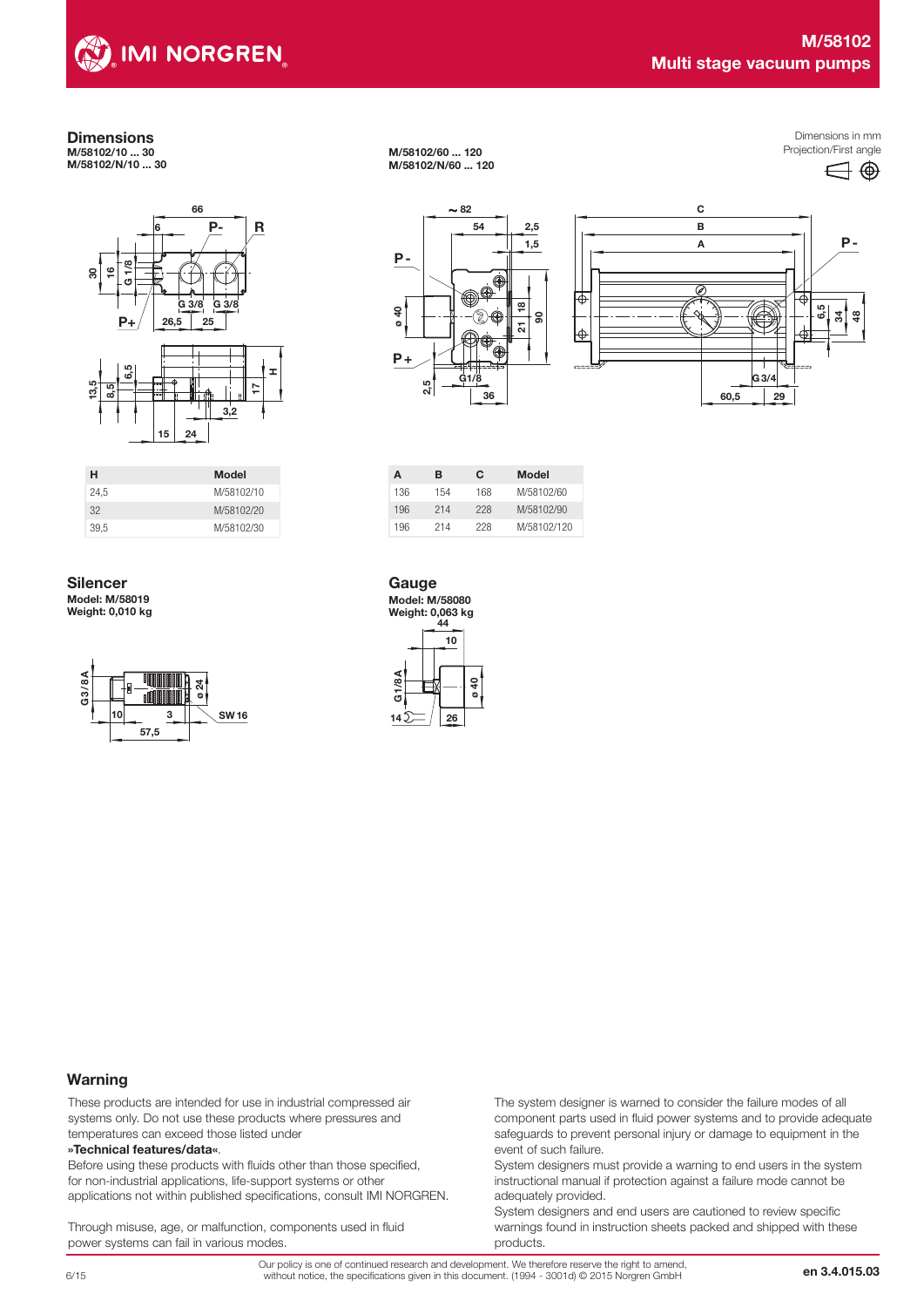## Dimensions

**M/58102/10 ... 30**
**M/58102/N/10 ... 30**

**M/58102/60 ... 120**
**M/58102/N/60 ... 120**

Dimensions in mm
Projection/First angle

| H | Model |
|---|---|
| 24,5 | M/58102/10 |
| 32 | M/58102/20 |
| 39,5 | M/58102/30 |

| A | B | C | Model |
|---|---|---|---|
| 136 | 154 | 168 | M/58102/60 |
| 196 | 214 | 228 | M/58102/90 |
| 196 | 214 | 228 | M/58102/120 |

### Silencer

**Model: M/58019**
**Weight: 0,010 kg**

### Gauge

**Model: M/58080**
**Weight: 0,063 kg**

## Warning

These products are intended for use in industrial compressed air systems only. Do not use these products where pressures and temperatures can exceed those listed under **»Technical features/data«**.

Before using these products with fluids other than those specified, for non-industrial applications, life-support systems or other applications not within published specifications, consult IMI NORGREN.

Through misuse, age, or malfunction, components used in fluid power systems can fail in various modes.

The system designer is warned to consider the failure modes of all component parts used in fluid power systems and to provide adequate safeguards to prevent personal injury or damage to equipment in the event of such failure.

System designers must provide a warning to end users in the system instructional manual if protection against a failure mode cannot be adequately provided.

System designers and end users are cautioned to review specific warnings found in instruction sheets packed and shipped with these products.

Our policy is one of continued research and development. We therefore reserve the right to amend, without notice, the specifications given in this document. (1994 - 3001d) © 2015 Norgren GmbH